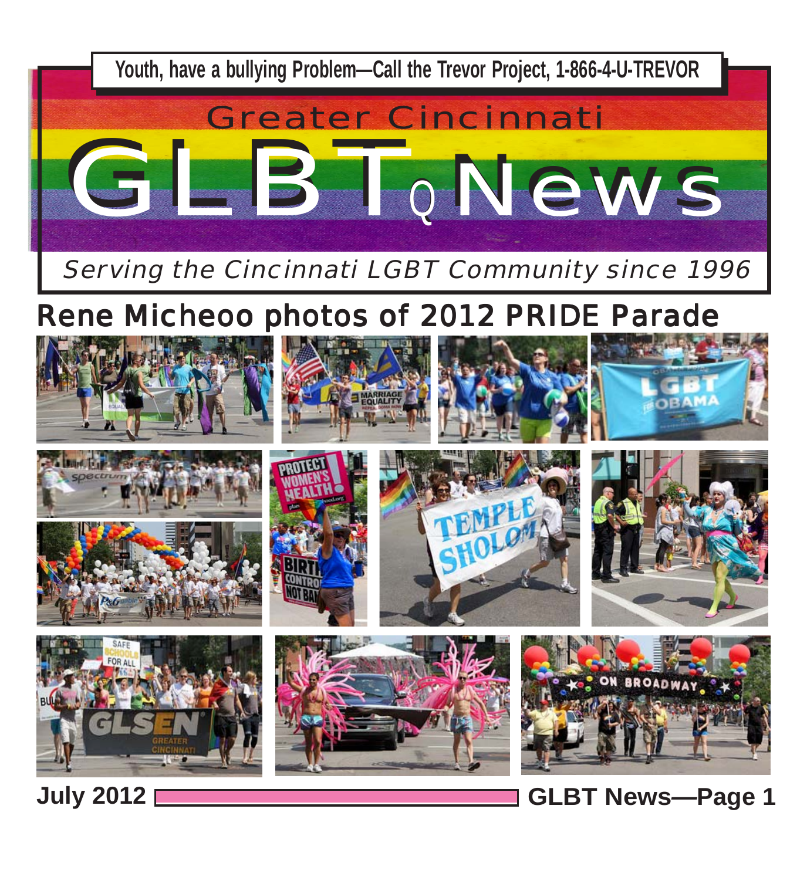**Youth, have a bullying Problem—Call the Trevor Project, 1-866-4-U-TREVOR**

Greater Cincinnati

# GLBTQNews

*Serving the Cincinnati LGBT Community since 1996*

## Rene Micheoo photos of 2012 PRIDE Parade

**July 2012**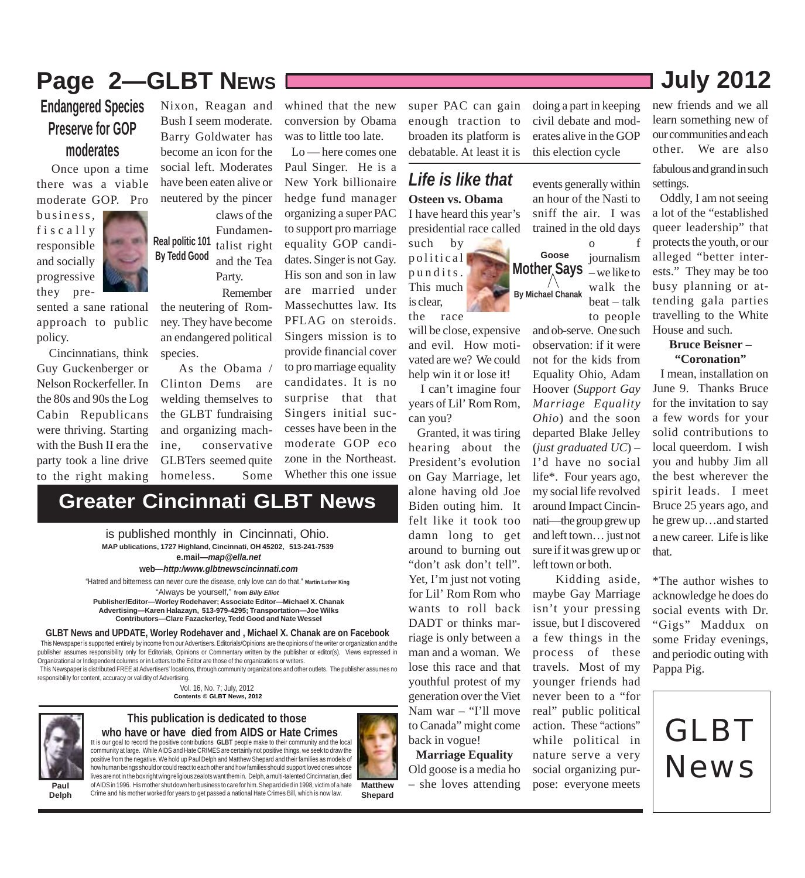## Endangered Species Preserve for GOP moderates

**Real politic 101**
**By Tedd Good**

Once upon a time there was a viable moderate GOP. Pro business, fiscally responsible and socially progressive they presented a sane rational approach to public policy.

Cincinnatians, think Guy Guckenberger or Nelson Rockerfeller. In the 80s and 90s the Log Cabin Republicans were thriving. Starting with the Bush II era the party took a line drive to the right making Nixon, Reagan and Bush I seem moderate. Barry Goldwater has become an icon for the social left. Moderates have been eaten alive or neutered by the pincer claws of the Fundamentalist right and the Tea Party.

Remember the neutering of Romney. They have become an endangered political species.

As the Obama / Clinton Dems are welding themselves to the GLBT fundraising and organizing machine, conservative GLBTers seemed quite homeless. Some whined that the new conversion by Obama was to little too late.

Lo — here comes one Paul Singer. He is a New York billionaire hedge fund manager organizing a super PAC to support pro marriage equality GOP candidates. Singer is not Gay. His son and son in law are married under Massechuttes law. Its PFLAG on steroids. Singers mission is to provide financial cover to pro marriage equality candidates. It is no surprise that that Singers initial successes have been in the moderate GOP eco zone in the Northeast. Whether this one issue super PAC can gain enough traction to broaden its platform is debatable. At least it is doing a part in keeping civil debate and moderates alive in the GOP this election cycle

## Greater Cincinnati GLBT News

is published monthly in Cincinnati, Ohio.
**MAP ublications, 1727 Highland, Cincinnati, OH 45202, 513-241-7539**
**e.mail—*map@ella.net***
**web—*http:/www.glbtnewscincinnati.com***

"Hatred and bitterness can never cure the disease, only love can do that." **Martin Luther King**
"Always be yourself," **from *Billy Elliot***

**Publisher/Editor—Worley Rodehaver; Associate Editor—Michael X. Chanak**
**Advertising—Karen Halazayn, 513-979-4295; Transportation—Joe Wilks**
**Contributors—Clare Fazackerley, Tedd Good and Nate Wessel**

**GLBT News and UPDATE, Worley Rodehaver and , Michael X. Chanak are on Facebook**

This Newspaper is supported entirely by income from our Advertisers. Editorials/Opinions are the opinions of the writer or organization and the publisher assumes responsibility only for Editorials, Opinions or Commentary written by the publisher or editor(s). Views expressed in Organizational or Independent columns or in Letters to the Editor are those of the organizations or writers.

This Newspaper is distributed FREE at Advertisers' locations, through community organizations and other outlets. The publisher assumes no responsibility for content, accuracy or validity of Advertising.

Vol. 16, No. 7; July, 2012
**Contents © GLBT News, 2012**

### This publication is dedicated to those who have or have died from AIDS or Hate Crimes

It is our goal to record the positive contributions **GLBT** people make to their community and the local community at large. While AIDS and Hate CRIMES are certainly not positive things, we seek to draw the positive from the negative. We hold up Paul Delph and Matthew Shepard and their families as models of how human beings should or could react to each other and how families should support loved ones whose lives are not in the box right wing religious zealots want them in. Delph, a multi-talented Cincinnatian, died of AIDS in 1996. His mother shut down her business to care for him. Shepard died in 1998, victim of a hate Crime and his mother worked for years to get passed a national Hate Crimes Bill, which is now law.

**Paul Delph**

**Matthew Shepard**

## *Life is like that*

**Goose Mother Says**
**By Michael Chanak**

**Osteen vs. Obama**

I have heard this year's presidential race called such by political pundits. This much is clear, the race will be close, expensive and evil. How motivated are we? We could help win it or lose it!

I can't imagine four years of Lil' Rom Rom, can you?

Granted, it was tiring hearing about the President's evolution on Gay Marriage, let alone having old Joe Biden outing him. It felt like it took too damn long to get around to burning out "don't ask don't tell". Yet, I'm just not voting for Lil' Rom Rom who wants to roll back DADT or thinks marriage is only between a man and a woman. We lose this race and that youthful protest of my generation over the Viet Nam war – "I'll move to Canada" might come back in vogue!

**Marriage Equality**

Old goose is a media ho – she loves attending events generally within an hour of the Nasti to sniff the air. I was trained in the old days of journalism – we like to walk the beat – talk to people and ob-serve. One such observation: if it were not for the kids from Equality Ohio, Adam Hoover (*Support Gay Marriage Equality Ohio*) and the soon departed Blake Jelley (*just graduated UC*) – I'd have no social life*. Four years ago, my social life revolved around Impact Cincinnati—the group grew up and left town… just not sure if it was grew up or left town or both.

Kidding aside, maybe Gay Marriage isn't your pressing issue, but I discovered a few things in the process of these travels. Most of my younger friends had never been to a "for real" public political action. These "actions" while political in nature serve a very social organizing purpose: everyone meets new friends and we all learn something new of our communities and each other. We are also fabulous and grand in such settings.

Oddly, I am not seeing a lot of the "established queer leadership" that protests the youth, or our alleged "better interests." They may be too busy planning or attending gala parties travelling to the White House and such.

**Bruce Beisner – "Coronation"**

I mean, installation on June 9. Thanks Bruce for the invitation to say a few words for your solid contributions to local queerdom. I wish you and hubby Jim all the best wherever the spirit leads. I meet Bruce 25 years ago, and he grew up…and started a new career. Life is like that.

*The author wishes to acknowledge he does do social events with Dr. "Gigs" Maddux on some Friday evenings, and periodic outing with Pappa Pig.

GLBT News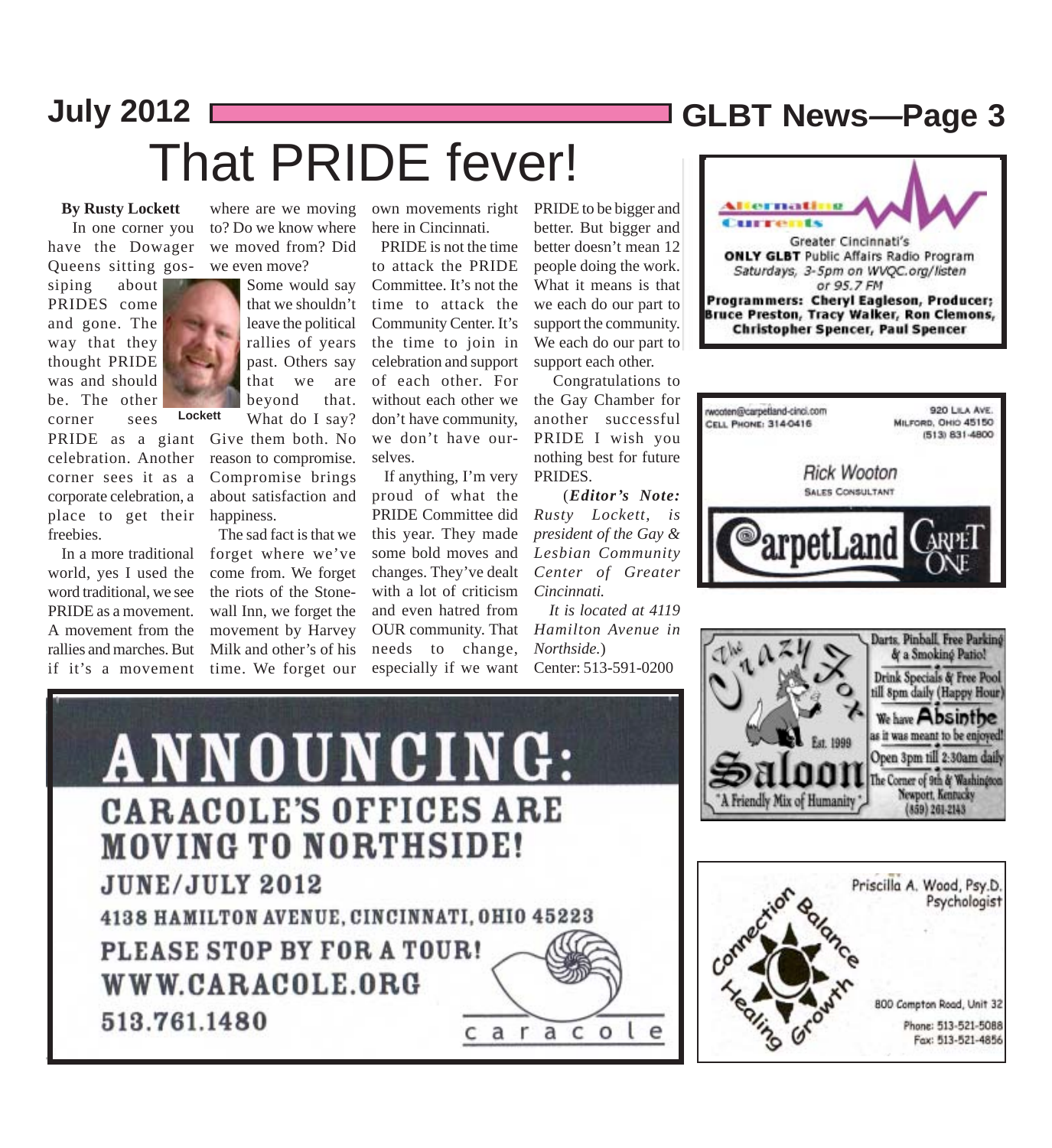# That PRIDE fever!

**By Rusty Lockett**

In one corner you have the Dowager Queens sitting gossiping about PRIDES come and gone. The way that they thought PRIDE was and should be. The other corner sees PRIDE as a giant celebration. Another corner sees it as a corporate celebration, a place to get their freebies.

Lockett

In a more traditional world, yes I used the word traditional, we see PRIDE as a movement. A movement from the rallies and marches. But if it's a movement where are we moving to? Do we know where we moved from? Did we even move?

Some would say that we shouldn't leave the political rallies of years past. Others say that we are beyond that. What do I say? Give them both. No reason to compromise. Compromise brings about satisfaction and happiness.

The sad fact is that we forget where we've come from. We forget the riots of the Stonewall Inn, we forget the movement by Harvey Milk and other's of his time. We forget our own movements right here in Cincinnati.

PRIDE is not the time to attack the PRIDE Committee. It's not the time to attack the Community Center. It's the time to join in celebration and support of each other. For without each other we don't have community, we don't have ourselves.

If anything, I'm very proud of what the PRIDE Committee did this year. They made some bold moves and changes. They've dealt with a lot of criticism and even hatred from OUR community. That needs to change, especially if we want PRIDE to be bigger and better. But bigger and better doesn't mean 12 people doing the work. What it means is that we each do our part to support the community. We each do our part to support each other.

Congratulations to the Gay Chamber for another successful PRIDE I wish you nothing best for future PRIDES.

(***Editor's Note:*** *Rusty Lockett, is president of the Gay & Lesbian Community Center of Greater Cincinnati.*

*It is located at 4119 Hamilton Avenue in Northside.*)

Center: 513-591-0200

---

**Alternative Currents**

Greater Cincinnati's **ONLY GLBT** Public Affairs Radio Program

*Saturdays, 3-5pm on WVQC.org/listen or 95.7 FM*

**Programmers: Cheryl Eagleson, Producer; Bruce Preston, Tracy Walker, Ron Clemons, Christopher Spencer, Paul Spencer**

---

rwooten@carpetland-cinci.com
CELL PHONE: 314-0416

920 LILA AVE.
MILFORD, OHIO 45150
(513) 831-4800

Rick Wooton
SALES CONSULTANT

CarpetLand Carpet One

---

The Crazy Fox Saloon — Est. 1999 — "A Friendly Mix of Humanity"

Darts, Pinball, Free Parking & a Smoking Patio!
Drink Specials & Free Pool till 8pm daily (Happy Hour)
We have Absinthe as it was meant to be enjoyed!
Open 3pm till 2:30am daily
The Corner of 9th & Washington
Newport, Kentucky
(859) 261-2143

---

Connection Balance Healing Growth

Priscilla A. Wood, Psy.D.
Psychologist

800 Compton Road, Unit 32
Phone: 513-521-5088
Fax: 513-521-4856

---

**ANNOUNCING:**

**CARACOLE'S OFFICES ARE MOVING TO NORTHSIDE!**

**JUNE/JULY 2012**

**4138 HAMILTON AVENUE, CINCINNATI, OHIO 45223**

**PLEASE STOP BY FOR A TOUR!**

**WWW.CARACOLE.ORG**

**513.761.1480**

caracole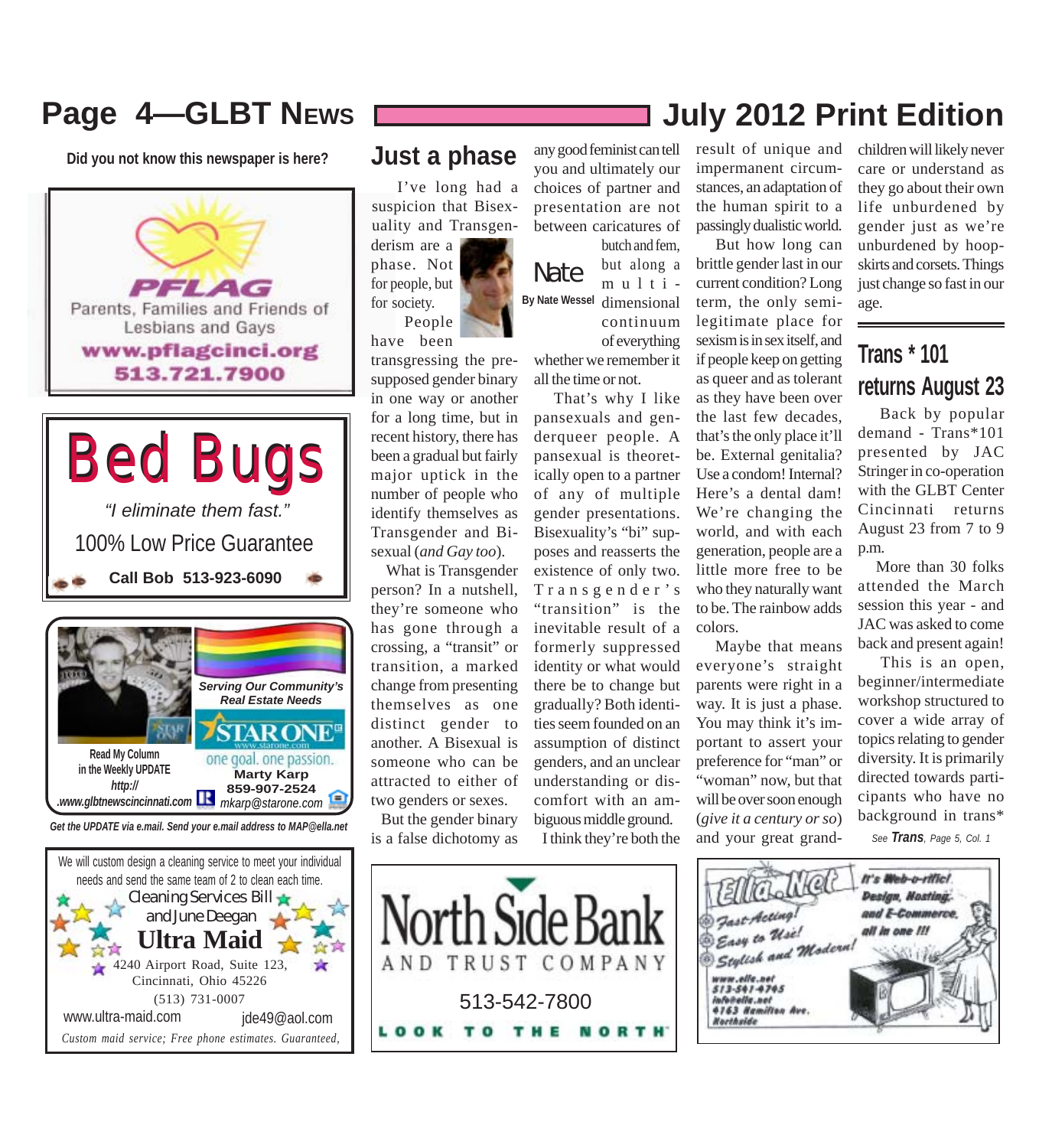Did you not know this newspaper is here?

PFLAG
Parents, Families and Friends of Lesbians and Gays
www.pflagcinci.org
513.721.7900

Bed Bugs
*"I eliminate them fast."*
100% Low Price Guarantee
**Call Bob 513-923-6090**

*Serving Our Community's Real Estate Needs*
STAR ONE
www.starone.com
one goal. one passion.
Read My Column in the Weekly UPDATE
*http://.www.glbtnewscincinnati.com*
**Marty Karp**
**859-907-2524**
*mkarp@starone.com*

*Get the UPDATE via e.mail. Send your e.mail address to MAP@ella.net*

We will custom design a cleaning service to meet your individual needs and send the same team of 2 to clean each time.
Cleaning Services Bill and June Deegan
**Ultra Maid**
4240 Airport Road, Suite 123,
Cincinnati, Ohio 45226
(513) 731-0007
www.ultra-maid.com jde49@aol.com
*Custom maid service; Free phone estimates. Guaranteed,*

# Just a phase

**Nate**
**By Nate Wessel**

I've long had a suspicion that Bisexuality and Transgenderism are a phase. Not for people, but for society.

People have been transgressing the presupposed gender binary in one way or another for a long time, but in recent history, there has been a gradual but fairly major uptick in the number of people who identify themselves as Transgender and Bisexual (*and Gay too*).

What is Transgender person? In a nutshell, they're someone who has gone through a crossing, a "transit" or transition, a marked change from presenting themselves as one distinct gender to another. A Bisexual is someone who can be attracted to either of two genders or sexes.

But the gender binary is a false dichotomy as any good feminist can tell you and ultimately our choices of partner and presentation are not between caricatures of butch and fem, but along a multi-dimensional continuum of everything whether we remember it all the time or not.

That's why I like pansexuals and genderqueer people. A pansexual is theoretically open to a partner of any of multiple gender presentations. Bisexuality's "bi" supposes and reasserts the existence of only two. Transgender's "transition" is the inevitable result of a formerly suppressed identity or what would there be to change but gradually? Both identities seem founded on an assumption of distinct genders, and an unclear understanding or discomfort with an ambiguous middle ground.

I think they're both the result of unique and impermanent circumstances, an adaptation of the human spirit to a passingly dualistic world.

But how long can brittle gender last in our current condition? Long term, the only semi-legitimate place for sexism is in sex itself, and if people keep on getting as queer and as tolerant as they have been over the last few decades, that's the only place it'll be. External genitalia? Use a condom! Internal? Here's a dental dam! We're changing the world, and with each generation, people are a little more free to be who they naturally want to be. The rainbow adds colors.

Maybe that means everyone's straight parents were right in a way. It is just a phase. You may think it's important to assert your preference for "man" or "woman" now, but that will be over soon enough (*give it a century or so*) and your great grandchildren will likely never care or understand as they go about their own life unburdened by gender just as we're unburdened by hoopskirts and corsets. Things just change so fast in our age.

# Trans * 101 returns August 23

Back by popular demand - Trans*101 presented by JAC Stringer in co-operation with the GLBT Center Cincinnati returns August 23 from 7 to 9 p.m.

More than 30 folks attended the March session this year - and JAC was asked to come back and present again!

This is an open, beginner/intermediate workshop structured to cover a wide array of topics relating to gender diversity. It is primarily directed towards participants who have no background in trans*

*See* ***Trans****, Page 5, Col. 1*

North Side Bank
AND TRUST COMPANY
513-542-7800
LOOK TO THE NORTH

Ella.Net
*Fast-Acting! Easy to Use! Stylish and Modern!*
*It's Web-o-rific! Design, Hosting and E-Commerce, all in one !!!*
www.ella.net
513-541-4745
info@ella.net
4163 Hamilton Ave.
Northside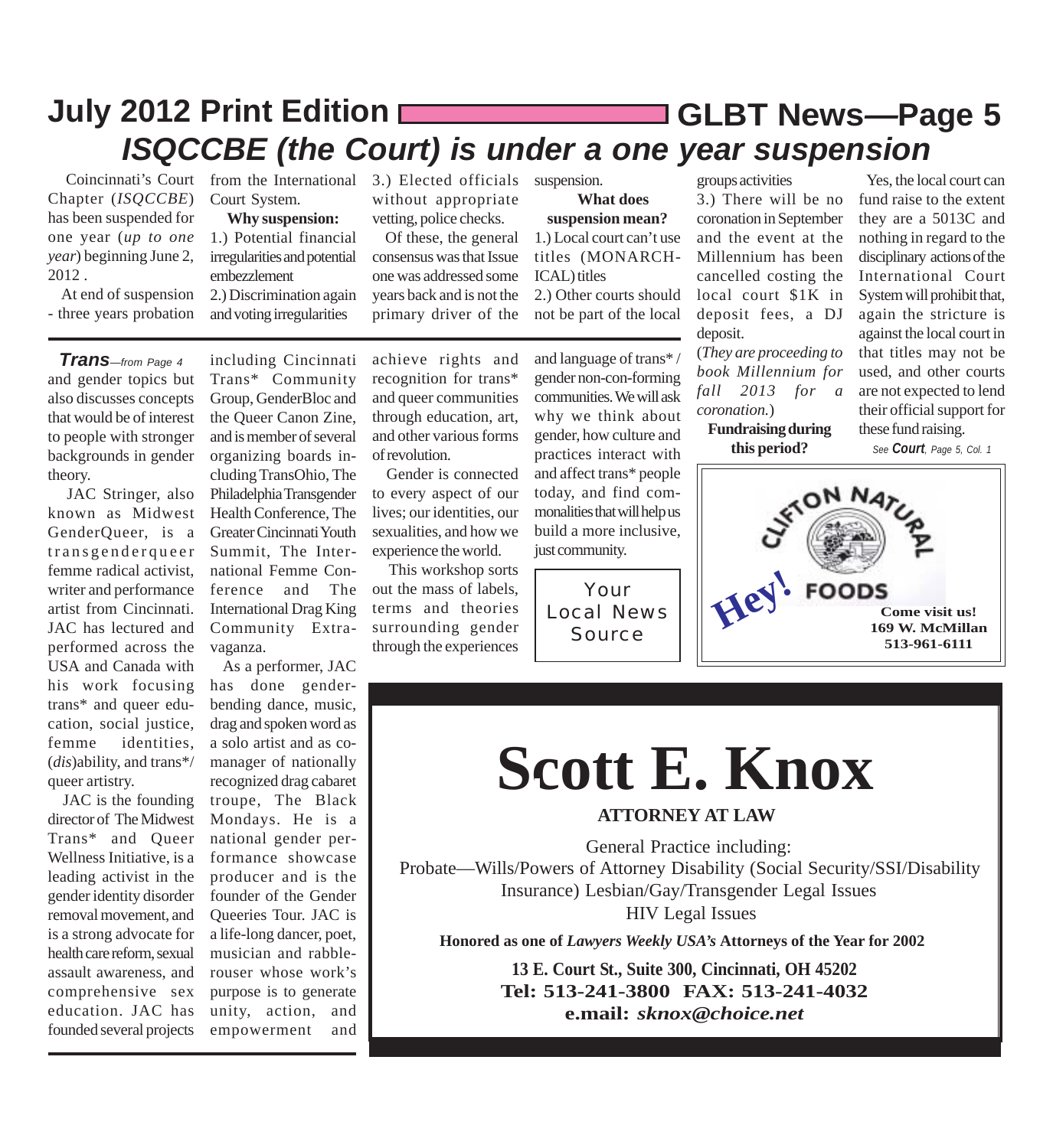# ISQCCBE (the Court) is under a one year suspension

Coincinnati's Court Chapter (*ISQCCBE*) has been suspended for one year (*up to one year*) beginning June 2, 2012 .

At end of suspension - three years probation from the International Court System.

**Why suspension:**

1.) Potential financial irregularities and potential embezzlement

2.) Discrimination again and voting irregularities

3.) Elected officials without appropriate vetting, police checks.

Of these, the general consensus was that Issue one was addressed some years back and is not the primary driver of the suspension.

**What does suspension mean?**

1.) Local court can't use titles (MONARCHICAL) titles

2.) Other courts should not be part of the local groups activities

3.) There will be no coronation in September and the event at the Millennium has been cancelled costing the local court $1K in deposit fees, a DJ deposit.

(*They are proceeding to book Millennium for fall 2013 for a coronation.*)

**Fundraising during this period?**

Yes, the local court can fund raise to the extent they are a 5013C and nothing in regard to the disciplinary actions of the International Court System will prohibit that, again the stricture is against the local court in that titles may not be used, and other courts are not expected to lend their official support for these fund raising.

*See* ***Court****, Page 5, Col. 1*

---

***Trans****—from Page 4*

and gender topics but also discusses concepts that would be of interest to people with stronger backgrounds in gender theory.

JAC Stringer, also known as Midwest GenderQueer, is a transgenderqueer femme radical activist, writer and performance artist from Cincinnati. JAC has lectured and performed across the USA and Canada with his work focusing trans* and queer education, social justice, femme identities, (*dis*)ability, and trans*/ queer artistry.

JAC is the founding director of The Midwest Trans* and Queer Wellness Initiative, is a leading activist in the gender identity disorder removal movement, and is a strong advocate for health care reform, sexual assault awareness, and comprehensive sex education. JAC has founded several projects including Cincinnati Trans* Community Group, GenderBloc and the Queer Canon Zine, and is member of several organizing boards including TransOhio, The Philadelphia Transgender Health Conference, The Greater Cincinnati Youth Summit, The International Femme Conference and The International Drag King Community Extravaganza.

As a performer, JAC has done genderbending dance, music, drag and spoken word as a solo artist and as co-manager of nationally recognized drag cabaret troupe, The Black Mondays. He is a national gender performance showcase producer and is the founder of the Gender Queeries Tour. JAC is a life-long dancer, poet, musician and rabble-rouser whose work's purpose is to generate unity, action, and empowerment and achieve rights and recognition for trans* and queer communities through education, art, and other various forms of revolution.

Gender is connected to every aspect of our lives; our identities, our sexualities, and how we experience the world.

This workshop sorts out the mass of labels, terms and theories surrounding gender through the experiences and language of trans* / gender non-con-forming communities. We will ask why we think about gender, how culture and practices interact with and affect trans* people today, and find commonalities that will help us build a more inclusive, just community.

Your Local News Source

---

CLIFTON NATURAL FOODS

Hey!

**Come visit us!**
**169 W. McMillan**
**513-961-6111**

---

# Scott E. Knox

**ATTORNEY AT LAW**

General Practice including:
Probate—Wills/Powers of Attorney Disability (Social Security/SSI/Disability Insurance) Lesbian/Gay/Transgender Legal Issues
HIV Legal Issues

**Honored as one of *Lawyers Weekly USA's* Attorneys of the Year for 2002**

**13 E. Court St., Suite 300, Cincinnati, OH 45202**
**Tel: 513-241-3800 FAX: 513-241-4032**
**e.mail: *sknox@choice.net***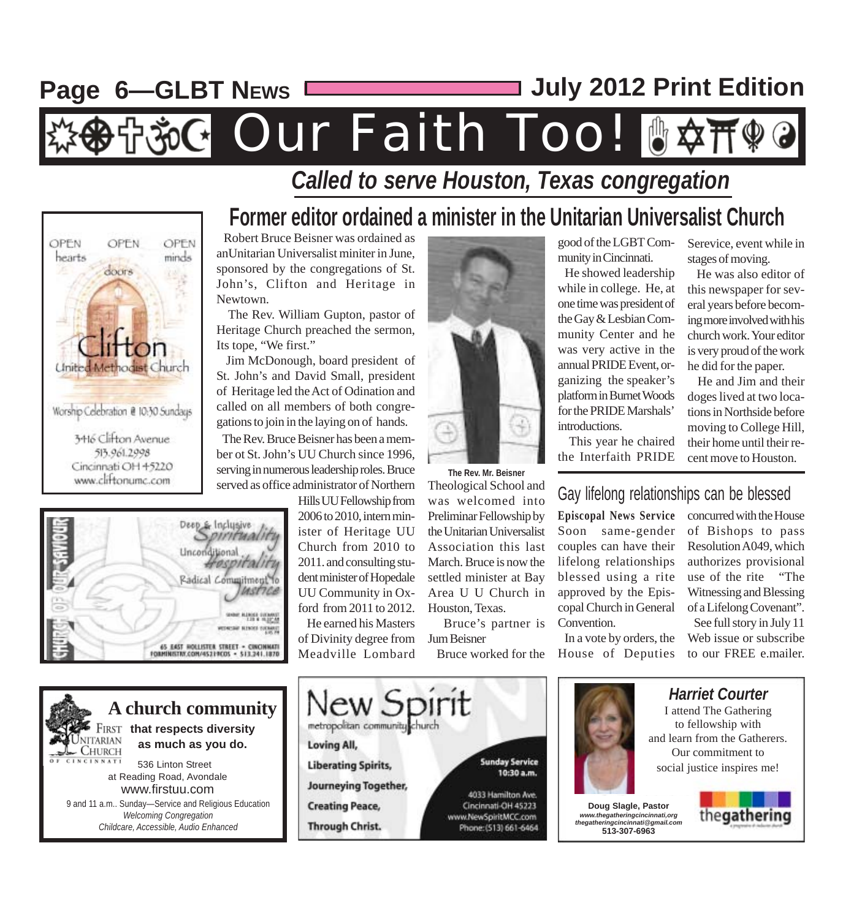# Our Faith Too!

## *Called to serve Houston, Texas congregation*

## Former editor ordained a minister in the Unitarian Universalist Church

Robert Bruce Beisner was ordained as anUnitarian Universalist miniter in June, sponsored by the congregations of St. John's, Clifton and Heritage in Newtown.

The Rev. William Gupton, pastor of Heritage Church preached the sermon, Its tope, "We first."

Jim McDonough, board president of St. John's and David Small, president of Heritage led the Act of Odination and called on all members of both congregations to join in the laying on of hands.

The Rev. Bruce Beisner has been a member ot St. John's UU Church since 1996, serving in numerous leadership roles. Bruce served as office administrator of Northern Hills UU Fellowship from 2006 to 2010, intern minister of Heritage UU Church from 2010 to 2011. and consulting student minister of Hopedale UU Community in Oxford from 2011 to 2012.

He earned his Masters of Divinity degree from Meadville Lombard Theological School and was welcomed into Preliminar Fellowship by the Unitarian Universalist Association this last March. Bruce is now the settled minister at Bay Area U U Church in Houston, Texas.

**The Rev. Mr. Beisner**

Bruce's partner is Jum Beisner

Bruce worked for the good of the LGBT Community in Cincinnati.

He showed leadership while in college. He, at one time was president of the Gay & Lesbian Community Center and he was very active in the annual PRIDE Event, organizing the speaker's platform in Burnet Woods for the PRIDE Marshals' introductions.

This year he chaired the Interfaith PRIDE Serevice, event while in stages of moving.

He was also editor of this newspaper for several years before becoming more involved with his church work. Your editor is very proud of the work he did for the paper.

He and Jim and their doges lived at two locations in Northside before moving to College Hill, their home until their recent move to Houston.

## Gay lifelong relationships can be blessed

**Episcopal News Service** Soon same-gender couples can have their lifelong relationships blessed using a rite approved by the Episcopal Church in General Convention.

In a vote by orders, the House of Deputies concurred with the House of Bishops to pass Resolution A049, which authorizes provisional use of the rite "The Witnessing and Blessing of a Lifelong Covenant".

See full story in July 11 Web issue or subscribe to our FREE e.mailer.

---

OPEN hearts OPEN doors OPEN minds

Clifton United Methodist Church

Worship Celebration @ 10:30 Sundays

3416 Clifton Avenue
513.961.2998
Cincinnati OH 45220
www.cliftonumc.com

---

Church of Our Saviour

Deep & Inclusive Spirituality
Unconditional Hospitality
Radical Commitment to Justice

65 East Hollister Street • Cincinnati
fourministry.com/45219cos • 513.241.1870

---

**A church community that respects diversity as much as you do.**

First Unitarian Church of Cincinnati

536 Linton Street
at Reading Road, Avondale
www.firstuu.com
9 and 11 a.m.. Sunday—Service and Religious Education
*Welcoming Congregation*
*Childcare, Accessible, Audio Enhanced*

---

New Spirit metropolitan community church

Loving All,
Liberating Spirits,
Journeying Together,
Creating Peace,
Through Christ.

Sunday Service 10:30 a.m.

4033 Hamilton Ave.
Cincinnati-OH 45223
www.NewSpiritMCC.com
Phone: (513) 661-6464

---

***Harriet Courter***

I attend The Gathering to fellowship with and learn from the Gatherers. Our commitment to social justice inspires me!

**Doug Slagle, Pastor**
*www.thegatheringcincinnati.org*
*thegatheringcincinnati@gmail.com*
**513-307-6963**

thegathering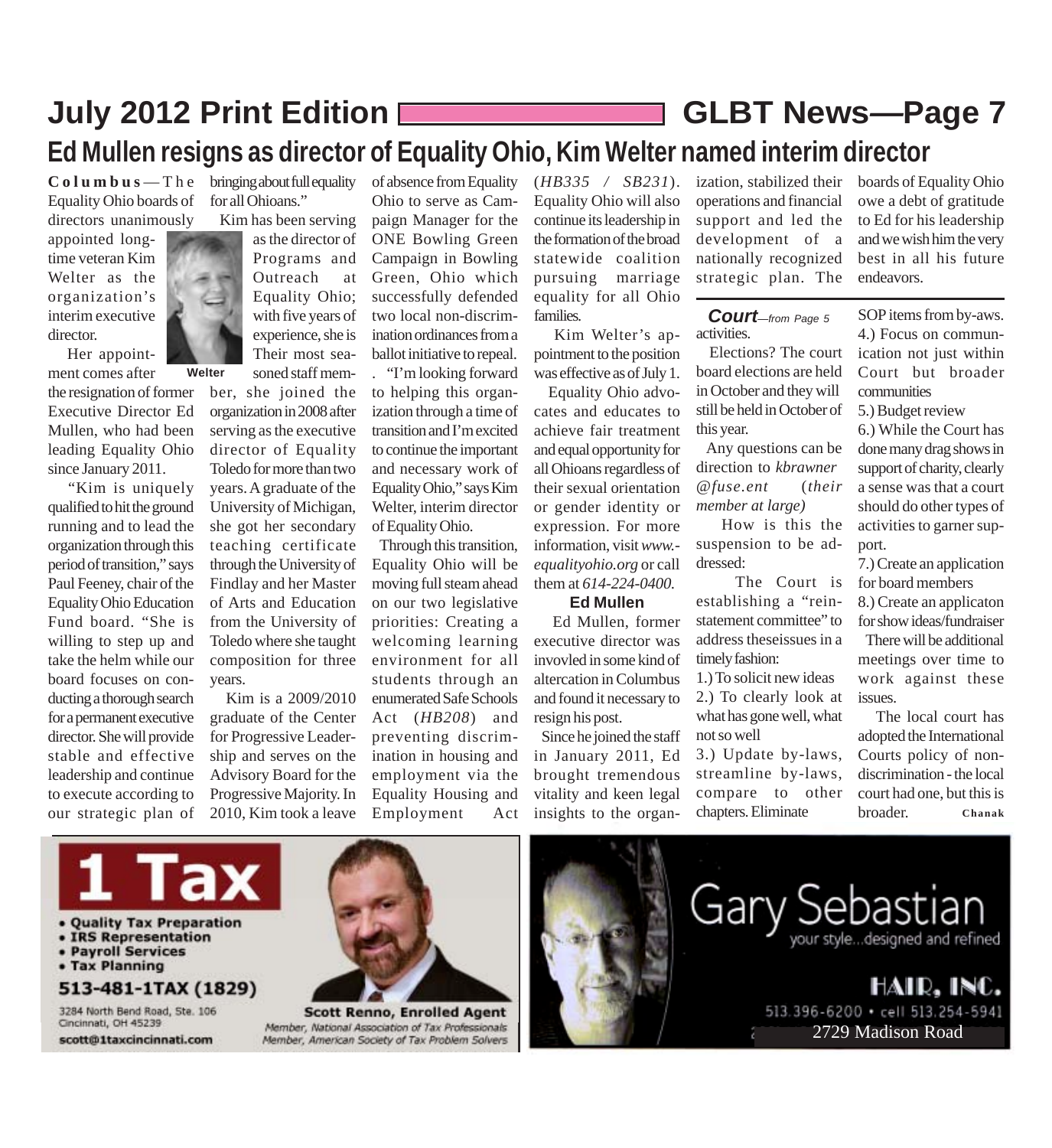# Ed Mullen resigns as director of Equality Ohio, Kim Welter named interim director

**Columbus**—The Equality Ohio boards of directors unanimously appointed longtime veteran Kim Welter as the organization's interim executive director.

Her appointment comes after the resignation of former Executive Director Ed Mullen, who had been serving as the executive director of Equality Toledo for more than two years.

Welter

"Kim is uniquely qualified to hit the ground running and to lead the organization through this period of transition," says Paul Feeney, chair of the Equality Ohio Education Fund board. "She is willing to step up and take the helm while our board focuses on conducting a thorough search for a permanent executive director. She will provide stable and effective leadership and continue to execute according to our strategic plan of bringing about full equality for all Ohioans."

Kim has been serving as the director of Programs and Outreach at Equality Ohio; with five years of experience, she is Their most seasoned staff member, she joined the organization in 2008 after serving as the executive director of Equality Toledo for more than two years. A graduate of the University of Michigan, she got her secondary teaching certificate through the University of Findlay and her Master of Arts and Education from the University of Toledo where she taught composition for three years.

Kim is a 2009/2010 graduate of the Center for Progressive Leadership and serves on the Advisory Board for the Progressive Majority. In 2010, Kim took a leave of absence from Equality Ohio to serve as Campaign Manager for the ONE Bowling Green Campaign in Bowling Green, Ohio which successfully defended two local non-discrimination ordinances from a ballot initiative to repeal.

. "I'm looking forward to helping this organization through a time of transition and I'm excited to continue the important and necessary work of Equality Ohio," says Kim Welter, interim director of Equality Ohio.

Through this transition, Equality Ohio will be moving full steam ahead on our two legislative priorities: Creating a welcoming learning environment for all students through an enumerated Safe Schools Act (*HB208*) and preventing discrimination in housing and employment via the Equality Housing and Employment Act (*HB335 / SB231*). Equality Ohio will also continue its leadership in the formation of the broad statewide coalition pursuing marriage equality for all Ohio families.

Kim Welter's appointment to the position was effective as of July 1.

Equality Ohio advocates and educates to achieve fair treatment and equal opportunity for all Ohioans regardless of their sexual orientation or gender identity or expression. For more information, visit *www.equalityohio.org* or call them at *614-224-0400.*

**Ed Mullen**

Ed Mullen, former executive director was invovled in some kind of altercation in Columbus and found it necessary to resign his post.

Since he joined the staff in January 2011, Ed brought tremendous vitality and keen legal insights to the organization, stabilized their operations and financial support and led the development of a nationally recognized strategic plan. The boards of Equality Ohio owe a debt of gratitude to Ed for his leadership and we wish him the very best in all his future endeavors.

---

***Court****—from Page 5*

activities.

Elections? The court board elections are held in October and they will still be held in October of this year.

Any questions can be direction to *kbrawner @fuse.ent (their member at large)*

How is this the suspension to be addressed:

The Court is establishing a "reinstatement committee" to address theseissues in a timely fashion:

1.) To solicit new ideas

2.) To clearly look at what has gone well, what not so well

3.) Update by-laws, streamline by-laws, compare to other chapters. Eliminate SOP items from by-aws.

4.) Focus on communication not just within Court but broader communities

5.) Budget review

6.) While the Court has done many drag shows in support of charity, clearly a sense was that a court should do other types of activities to garner support.

7.) Create an application for board members

8.) Create an applicaton for show ideas/fundraiser

There will be additional meetings over time to work against these issues.

The local court has adopted the International Courts policy of non-discrimination - the local court had one, but this is broader. **Chanak**

---

**1 Tax**

- Quality Tax Preparation
- IRS Representation
- Payroll Services
- Tax Planning

**513-481-1TAX (1829)**

3284 North Bend Road, Ste. 106
Cincinnati, OH 45239
scott@1taxcincinnati.com

**Scott Renno, Enrolled Agent**
*Member, National Association of Tax Professionals*
*Member, American Society of Tax Problem Solvers*

---

**Gary Sebastian**
your style...designed and refined

**HAIR, INC.**
513.396-6200 • cell 513.254-5941
2729 Madison Road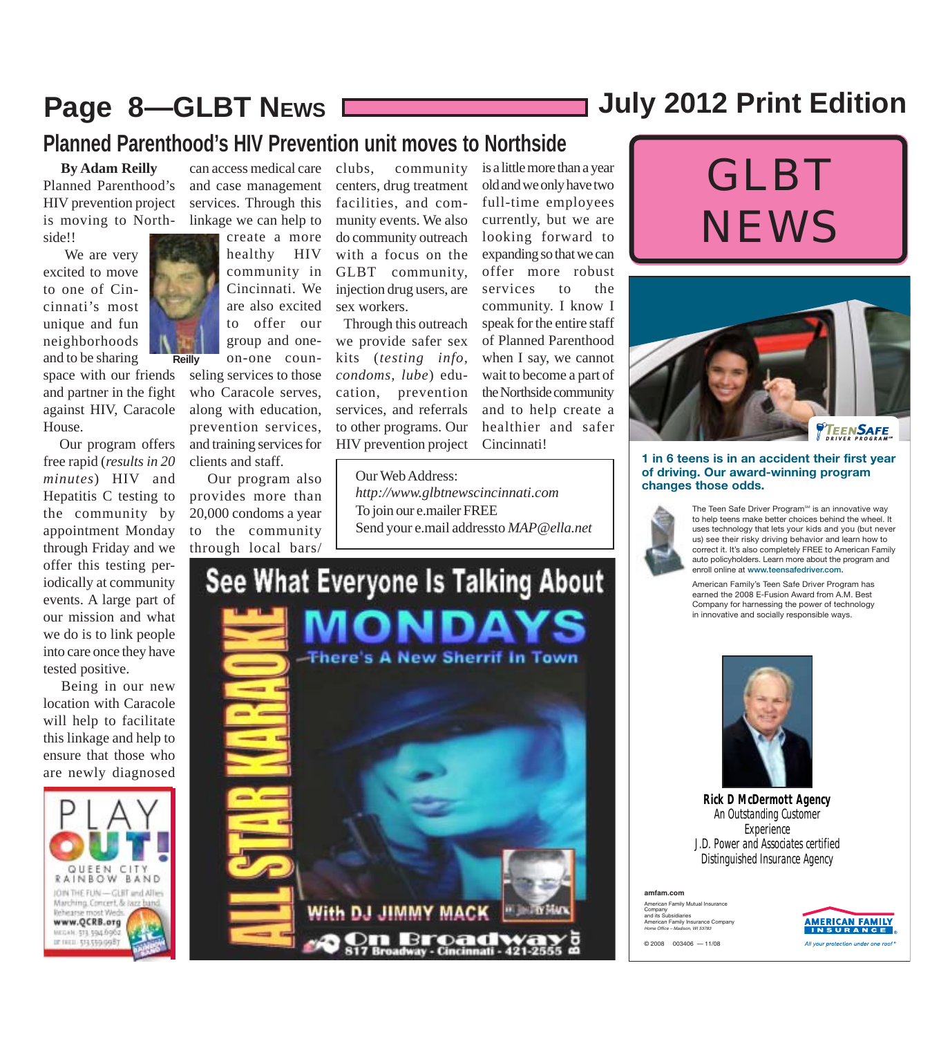# Planned Parenthood's HIV Prevention unit moves to Northside

**By Adam Reilly**

Planned Parenthood's HIV prevention project is moving to Northside!!

We are very excited to move to one of Cincinnati's most unique and fun neighborhoods and to be sharing space with our friends and partner in the fight against HIV, Caracole House.

Reilly

Our program offers free rapid (*results in 20 minutes*) HIV and Hepatitis C testing to the community by appointment Monday through Friday and we offer this testing periodically at community events. A large part of our mission and what we do is to link people into care once they have tested positive.

Being in our new location with Caracole will help to facilitate this linkage and help to ensure that those who are newly diagnosed can access medical care and case management services. Through this linkage we can help to create a more healthy HIV community in Cincinnati. We are also excited to offer our group and one-on-one counseling services to those who Caracole serves, along with education, prevention services, and training services for clients and staff.

Our program also provides more than 20,000 condoms a year to the community through local bars/clubs, community centers, drug treatment facilities, and community events. We also do community outreach with a focus on the GLBT community, injection drug users, are sex workers.

Through this outreach we provide safer sex kits (*testing info, condoms, lube*) education, prevention services, and referrals to other programs. Our HIV prevention project is a little more than a year old and we only have two full-time employees currently, but we are looking forward to expanding so that we can offer more robust services to the community. I know I speak for the entire staff of Planned Parenthood when I say, we cannot wait to become a part of the Northside community and to help create a healthier and safer Cincinnati!

Our Web Address:
*http://www.glbtnewscincinnati.com*
To join our e.mailer FREE
Send your e.mail addressto *MAP@ella.net*

PLAY OUT!
QUEEN CITY RAINBOW BAND
JOIN THE FUN—GLBT and Allies Marching, Concert, & Jazz band
Rehearse most Weds.
www.QCRB.org

See What Everyone Is Talking About
ALL STAR KARAOKE
MONDAYS
There's A New Sherrif In Town
With DJ JIMMY MACK
On Broadway Bar
817 Broadway - Cincinnati - 421-2555

GLBT NEWS

TEENSAFE DRIVER PROGRAM

**1 in 6 teens is in an accident their first year of driving. Our award-winning program changes those odds.**

The Teen Safe Driver Program℠ is an innovative way to help teens make better choices behind the wheel. It uses technology that lets your kids and you (but never us) see their risky driving behavior and learn how to correct it. It's also completely FREE to American Family auto policyholders. Learn more about the program and enroll online at www.teensafedriver.com.

American Family's Teen Safe Driver Program has earned the 2008 E-Fusion Award from A.M. Best Company for harnessing the power of technology in innovative and socially responsible ways.

**Rick D McDermott Agency**
An Outstanding Customer Experience
J.D. Power and Associates certified Distinguished Insurance Agency

**amfam.com**
American Family Mutual Insurance Company
and its Subsidiaries
American Family Insurance Company
*Home Office – Madison, WI 53783*

© 2008 003406 — 11/08

AMERICAN FAMILY INSURANCE
*All your protection under one roof®*